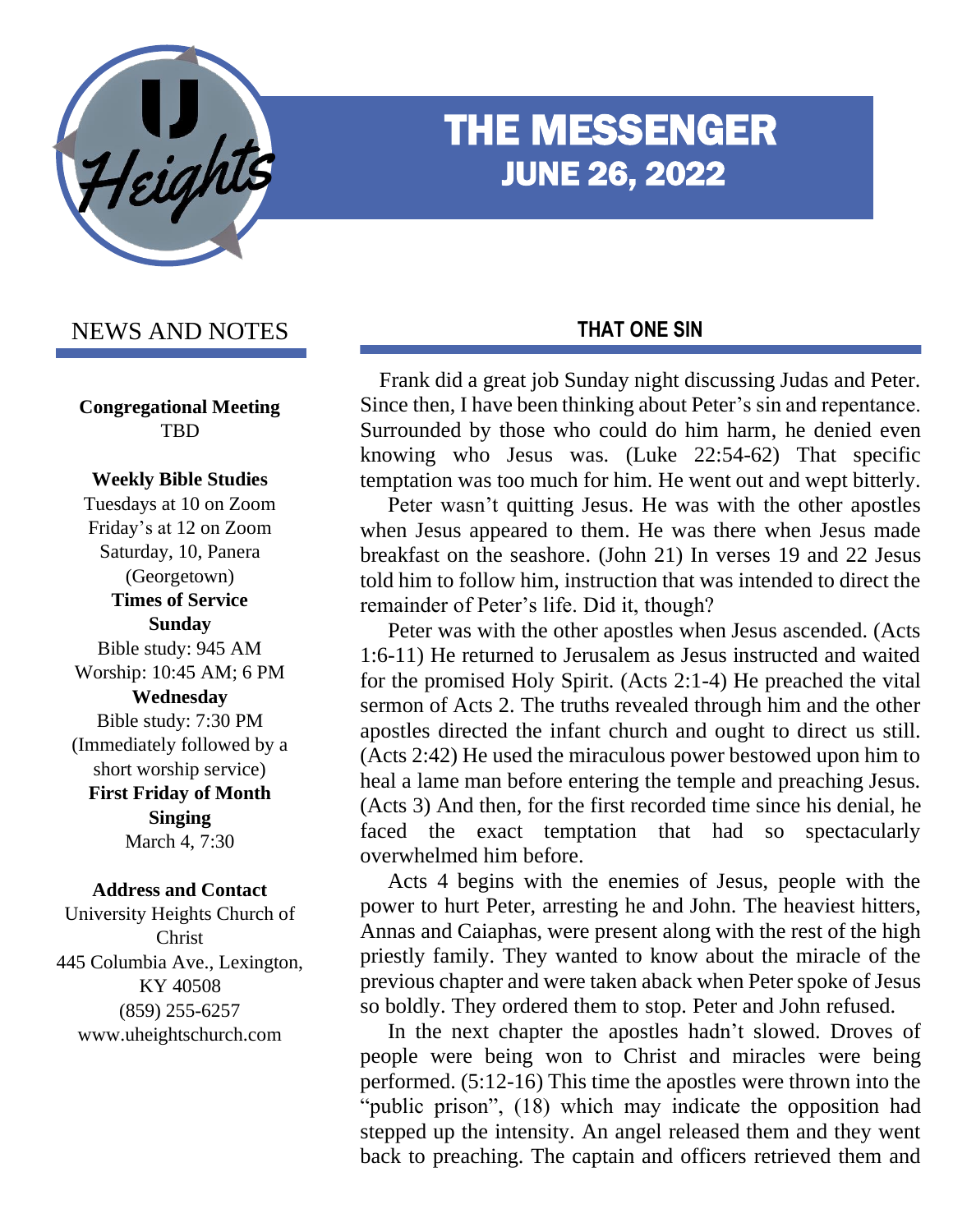# THE MESSENGER

## JUNE 26, 2022

## NEWS AND NOTES

**Congregational Meeting**
TBD

**Weekly Bible Studies**
Tuesdays at 10 on Zoom
Friday's at 12 on Zoom
Saturday, 10, Panera (Georgetown)

**Times of Service**

**Sunday**
Bible study: 945 AM
Worship: 10:45 AM; 6 PM

**Wednesday**
Bible study: 7:30 PM
(Immediately followed by a short worship service)

**First Friday of Month Singing**
March 4, 7:30

**Address and Contact**
University Heights Church of Christ
445 Columbia Ave., Lexington, KY 40508
(859) 255-6257
www.uheightschurch.com

## THAT ONE SIN

Frank did a great job Sunday night discussing Judas and Peter. Since then, I have been thinking about Peter's sin and repentance. Surrounded by those who could do him harm, he denied even knowing who Jesus was. (Luke 22:54-62) That specific temptation was too much for him. He went out and wept bitterly.

Peter wasn't quitting Jesus. He was with the other apostles when Jesus appeared to them. He was there when Jesus made breakfast on the seashore. (John 21) In verses 19 and 22 Jesus told him to follow him, instruction that was intended to direct the remainder of Peter's life. Did it, though?

Peter was with the other apostles when Jesus ascended. (Acts 1:6-11) He returned to Jerusalem as Jesus instructed and waited for the promised Holy Spirit. (Acts 2:1-4) He preached the vital sermon of Acts 2. The truths revealed through him and the other apostles directed the infant church and ought to direct us still. (Acts 2:42) He used the miraculous power bestowed upon him to heal a lame man before entering the temple and preaching Jesus. (Acts 3) And then, for the first recorded time since his denial, he faced the exact temptation that had so spectacularly overwhelmed him before.

Acts 4 begins with the enemies of Jesus, people with the power to hurt Peter, arresting he and John. The heaviest hitters, Annas and Caiaphas, were present along with the rest of the high priestly family. They wanted to know about the miracle of the previous chapter and were taken aback when Peter spoke of Jesus so boldly. They ordered them to stop. Peter and John refused.

In the next chapter the apostles hadn't slowed. Droves of people were being won to Christ and miracles were being performed. (5:12-16) This time the apostles were thrown into the "public prison", (18) which may indicate the opposition had stepped up the intensity. An angel released them and they went back to preaching. The captain and officers retrieved them and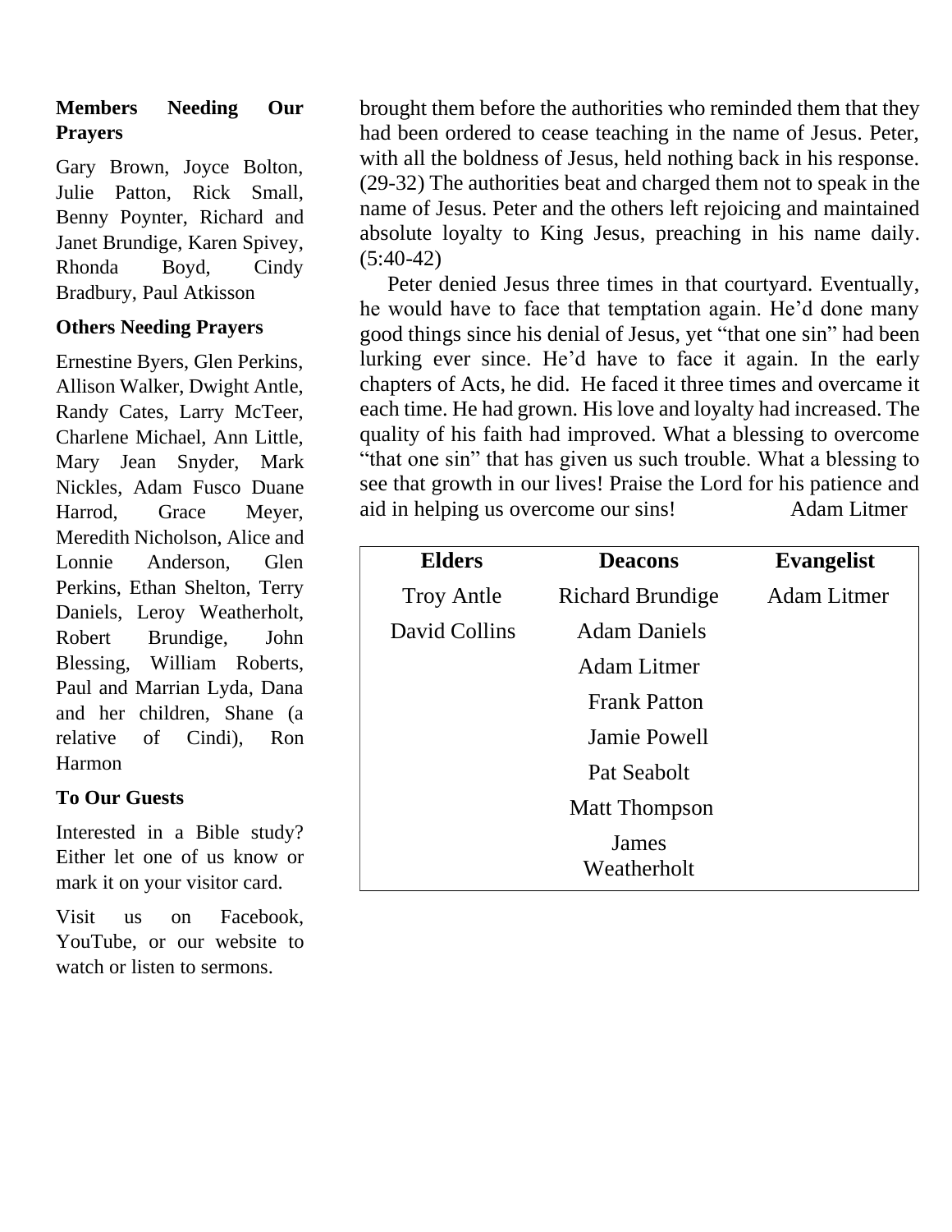**Members Needing Our Prayers**

Gary Brown, Joyce Bolton, Julie Patton, Rick Small, Benny Poynter, Richard and Janet Brundige, Karen Spivey, Rhonda Boyd, Cindy Bradbury, Paul Atkisson

**Others Needing Prayers**

Ernestine Byers, Glen Perkins, Allison Walker, Dwight Antle, Randy Cates, Larry McTeer, Charlene Michael, Ann Little, Mary Jean Snyder, Mark Nickles, Adam Fusco Duane Harrod, Grace Meyer, Meredith Nicholson, Alice and Lonnie Anderson, Glen Perkins, Ethan Shelton, Terry Daniels, Leroy Weatherholt, Robert Brundige, John Blessing, William Roberts, Paul and Marrian Lyda, Dana and her children, Shane (a relative of Cindi), Ron Harmon

**To Our Guests**

Interested in a Bible study? Either let one of us know or mark it on your visitor card.

Visit us on Facebook, YouTube, or our website to watch or listen to sermons.

brought them before the authorities who reminded them that they had been ordered to cease teaching in the name of Jesus. Peter, with all the boldness of Jesus, held nothing back in his response. (29-32) The authorities beat and charged them not to speak in the name of Jesus. Peter and the others left rejoicing and maintained absolute loyalty to King Jesus, preaching in his name daily. (5:40-42)

Peter denied Jesus three times in that courtyard. Eventually, he would have to face that temptation again. He'd done many good things since his denial of Jesus, yet "that one sin" had been lurking ever since. He'd have to face it again. In the early chapters of Acts, he did. He faced it three times and overcame it each time. He had grown. His love and loyalty had increased. The quality of his faith had improved. What a blessing to overcome "that one sin" that has given us such trouble. What a blessing to see that growth in our lives! Praise the Lord for his patience and aid in helping us overcome our sins! Adam Litmer

| Elders | Deacons | Evangelist |
|---|---|---|
| Troy Antle | Richard Brundige | Adam Litmer |
| David Collins | Adam Daniels | |
| | Adam Litmer | |
| | Frank Patton | |
| | Jamie Powell | |
| | Pat Seabolt | |
| | Matt Thompson | |
| | James Weatherholt | |